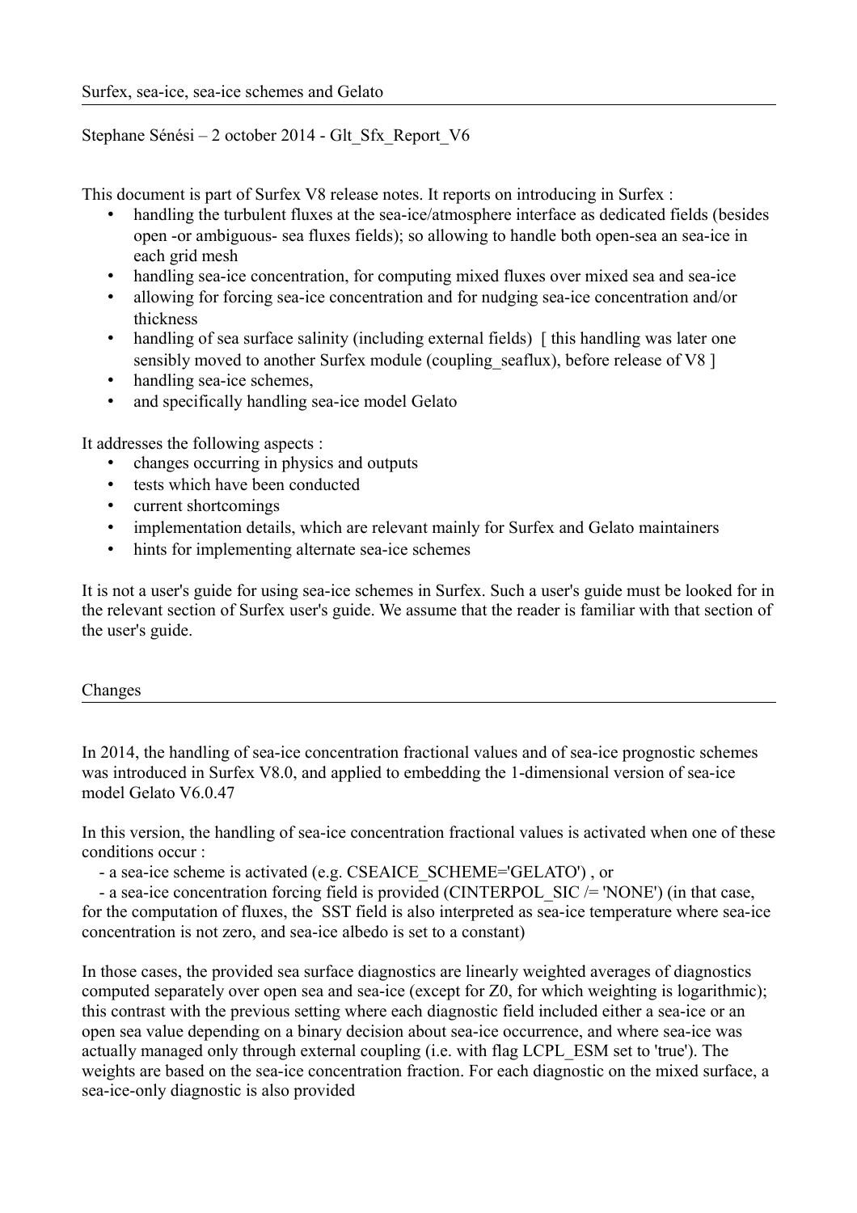## Surfex, sea-ice, sea-ice schemes and Gelato

Stephane Sénési – 2 october 2014 - Glt_Sfx_Report_V6

This document is part of Surfex V8 release notes. It reports on introducing in Surfex :

- handling the turbulent fluxes at the sea-ice/atmosphere interface as dedicated fields (besides open -or ambiguous- sea fluxes fields); so allowing to handle both open-sea an sea-ice in each grid mesh
- handling sea-ice concentration, for computing mixed fluxes over mixed sea and sea-ice
- allowing for forcing sea-ice concentration and for nudging sea-ice concentration and/or thickness
- handling of sea surface salinity (including external fields) [ this handling was later one sensibly moved to another Surfex module (coupling_seaflux), before release of V8 ]
- handling sea-ice schemes,
- and specifically handling sea-ice model Gelato

It addresses the following aspects :

- changes occurring in physics and outputs
- tests which have been conducted
- current shortcomings
- implementation details, which are relevant mainly for Surfex and Gelato maintainers
- hints for implementing alternate sea-ice schemes

It is not a user's guide for using sea-ice schemes in Surfex. Such a user's guide must be looked for in the relevant section of Surfex user's guide. We assume that the reader is familiar with that section of the user's guide.

## Changes

In 2014, the handling of sea-ice concentration fractional values and of sea-ice prognostic schemes was introduced in Surfex V8.0, and applied to embedding the 1-dimensional version of sea-ice model Gelato V6.0.47

In this version, the handling of sea-ice concentration fractional values is activated when one of these conditions occur :

- a sea-ice scheme is activated (e.g. CSEAICE_SCHEME='GELATO') , or
- a sea-ice concentration forcing field is provided (CINTERPOL_SIC /= 'NONE') (in that case, for the computation of fluxes, the SST field is also interpreted as sea-ice temperature where sea-ice concentration is not zero, and sea-ice albedo is set to a constant)

In those cases, the provided sea surface diagnostics are linearly weighted averages of diagnostics computed separately over open sea and sea-ice (except for Z0, for which weighting is logarithmic); this contrast with the previous setting where each diagnostic field included either a sea-ice or an open sea value depending on a binary decision about sea-ice occurrence, and where sea-ice was actually managed only through external coupling (i.e. with flag LCPL_ESM set to 'true'). The weights are based on the sea-ice concentration fraction. For each diagnostic on the mixed surface, a sea-ice-only diagnostic is also provided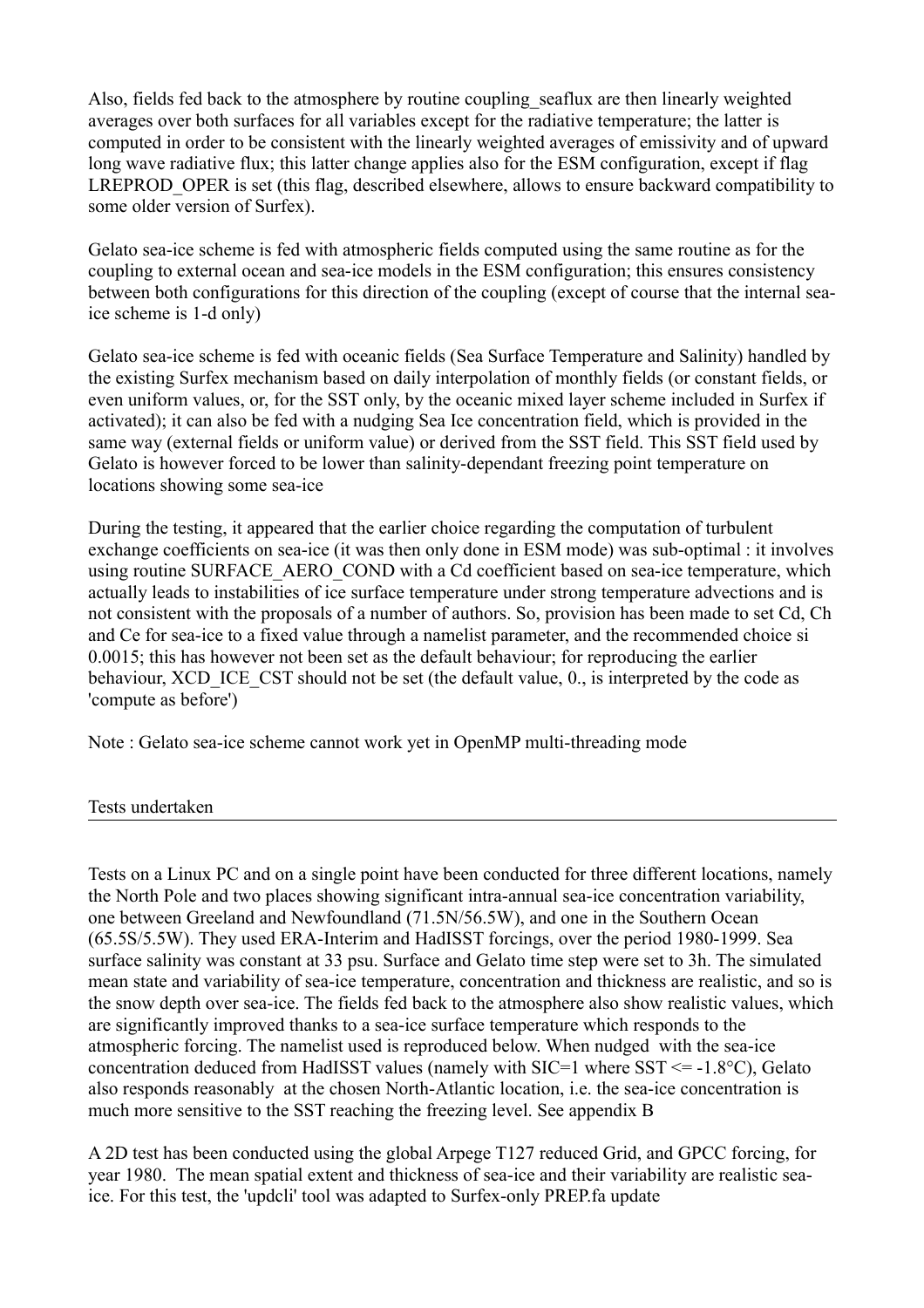Also, fields fed back to the atmosphere by routine coupling_seaflux are then linearly weighted averages over both surfaces for all variables except for the radiative temperature; the latter is computed in order to be consistent with the linearly weighted averages of emissivity and of upward long wave radiative flux; this latter change applies also for the ESM configuration, except if flag LREPROD_OPER is set (this flag, described elsewhere, allows to ensure backward compatibility to some older version of Surfex).

Gelato sea-ice scheme is fed with atmospheric fields computed using the same routine as for the coupling to external ocean and sea-ice models in the ESM configuration; this ensures consistency between both configurations for this direction of the coupling (except of course that the internal sea-ice scheme is 1-d only)

Gelato sea-ice scheme is fed with oceanic fields (Sea Surface Temperature and Salinity) handled by the existing Surfex mechanism based on daily interpolation of monthly fields (or constant fields, or even uniform values, or, for the SST only, by the oceanic mixed layer scheme included in Surfex if activated); it can also be fed with a nudging Sea Ice concentration field, which is provided in the same way (external fields or uniform value) or derived from the SST field. This SST field used by Gelato is however forced to be lower than salinity-dependant freezing point temperature on locations showing some sea-ice

During the testing, it appeared that the earlier choice regarding the computation of turbulent exchange coefficients on sea-ice (it was then only done in ESM mode) was sub-optimal : it involves using routine SURFACE_AERO_COND with a Cd coefficient based on sea-ice temperature, which actually leads to instabilities of ice surface temperature under strong temperature advections and is not consistent with the proposals of a number of authors. So, provision has been made to set Cd, Ch and Ce for sea-ice to a fixed value through a namelist parameter, and the recommended choice si 0.0015; this has however not been set as the default behaviour; for reproducing the earlier behaviour, XCD_ICE_CST should not be set (the default value, 0., is interpreted by the code as 'compute as before')

Note : Gelato sea-ice scheme cannot work yet in OpenMP multi-threading mode

## Tests undertaken

Tests on a Linux PC and on a single point have been conducted for three different locations, namely the North Pole and two places showing significant intra-annual sea-ice concentration variability, one between Greeland and Newfoundland (71.5N/56.5W), and one in the Southern Ocean (65.5S/5.5W). They used ERA-Interim and HadISST forcings, over the period 1980-1999. Sea surface salinity was constant at 33 psu. Surface and Gelato time step were set to 3h. The simulated mean state and variability of sea-ice temperature, concentration and thickness are realistic, and so is the snow depth over sea-ice. The fields fed back to the atmosphere also show realistic values, which are significantly improved thanks to a sea-ice surface temperature which responds to the atmospheric forcing. The namelist used is reproduced below. When nudged with the sea-ice concentration deduced from HadISST values (namely with SIC=1 where SST <= -1.8°C), Gelato also responds reasonably at the chosen North-Atlantic location, i.e. the sea-ice concentration is much more sensitive to the SST reaching the freezing level. See appendix B

A 2D test has been conducted using the global Arpege T127 reduced Grid, and GPCC forcing, for year 1980. The mean spatial extent and thickness of sea-ice and their variability are realistic sea-ice. For this test, the 'updcli' tool was adapted to Surfex-only PREP.fa update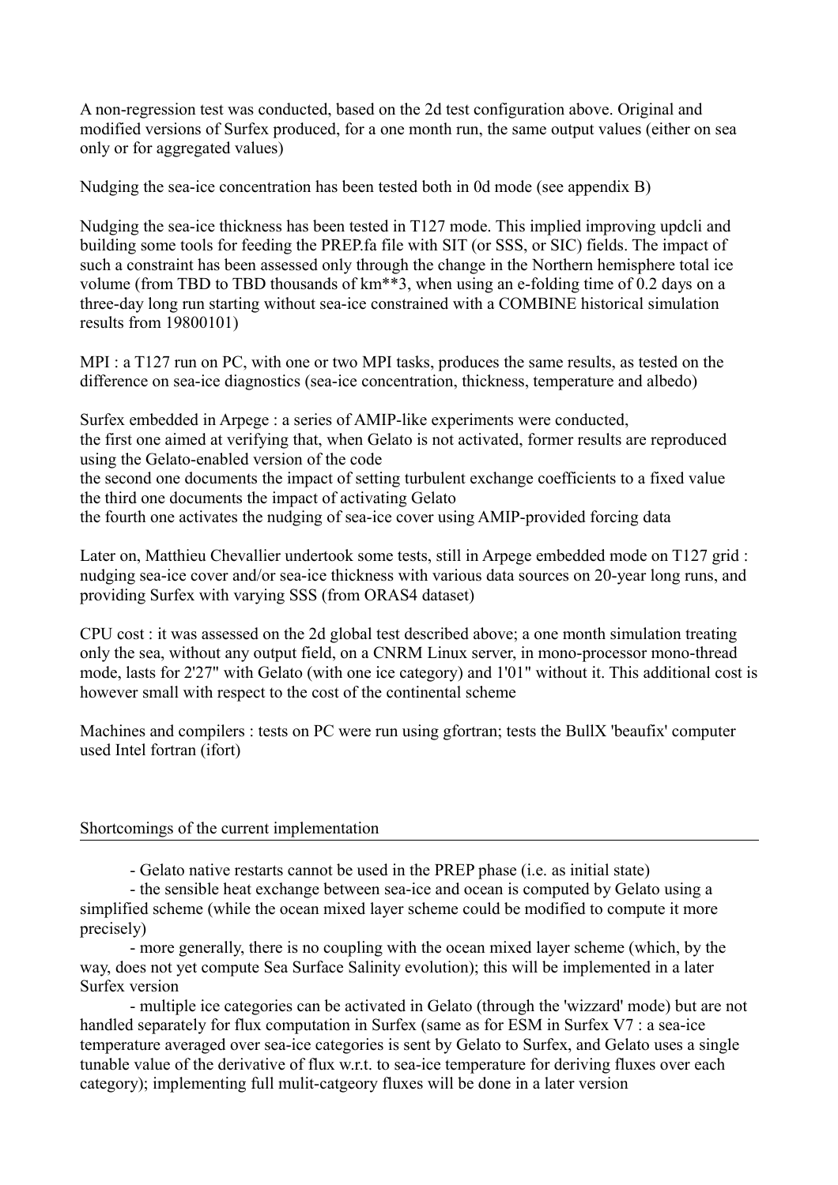A non-regression test was conducted, based on the 2d test configuration above. Original and modified versions of Surfex produced, for a one month run, the same output values (either on sea only or for aggregated values)

Nudging the sea-ice concentration has been tested both in 0d mode (see appendix B)

Nudging the sea-ice thickness has been tested in T127 mode. This implied improving updcli and building some tools for feeding the PREP.fa file with SIT (or SSS, or SIC) fields. The impact of such a constraint has been assessed only through the change in the Northern hemisphere total ice volume (from TBD to TBD thousands of km**3, when using an e-folding time of 0.2 days on a three-day long run starting without sea-ice constrained with a COMBINE historical simulation results from 19800101)

MPI : a T127 run on PC, with one or two MPI tasks, produces the same results, as tested on the difference on sea-ice diagnostics (sea-ice concentration, thickness, temperature and albedo)

Surfex embedded in Arpege : a series of AMIP-like experiments were conducted,
the first one aimed at verifying that, when Gelato is not activated, former results are reproduced using the Gelato-enabled version of the code
the second one documents the impact of setting turbulent exchange coefficients to a fixed value
the third one documents the impact of activating Gelato
the fourth one activates the nudging of sea-ice cover using AMIP-provided forcing data

Later on, Matthieu Chevallier undertook some tests, still in Arpege embedded mode on T127 grid : nudging sea-ice cover and/or sea-ice thickness with various data sources on 20-year long runs, and providing Surfex with varying SSS (from ORAS4 dataset)

CPU cost : it was assessed on the 2d global test described above; a one month simulation treating only the sea, without any output field, on a CNRM Linux server, in mono-processor mono-thread mode, lasts for 2'27" with Gelato (with one ice category) and 1'01" without it. This additional cost is however small with respect to the cost of the continental scheme

Machines and compilers : tests on PC were run using gfortran; tests the BullX 'beaufix' computer used Intel fortran (ifort)

## Shortcomings of the current implementation

- Gelato native restarts cannot be used in the PREP phase (i.e. as initial state)
- the sensible heat exchange between sea-ice and ocean is computed by Gelato using a simplified scheme (while the ocean mixed layer scheme could be modified to compute it more precisely)
- more generally, there is no coupling with the ocean mixed layer scheme (which, by the way, does not yet compute Sea Surface Salinity evolution); this will be implemented in a later Surfex version
- multiple ice categories can be activated in Gelato (through the 'wizzard' mode) but are not handled separately for flux computation in Surfex (same as for ESM in Surfex V7 : a sea-ice temperature averaged over sea-ice categories is sent by Gelato to Surfex, and Gelato uses a single tunable value of the derivative of flux w.r.t. to sea-ice temperature for deriving fluxes over each category); implementing full mulit-catgeory fluxes will be done in a later version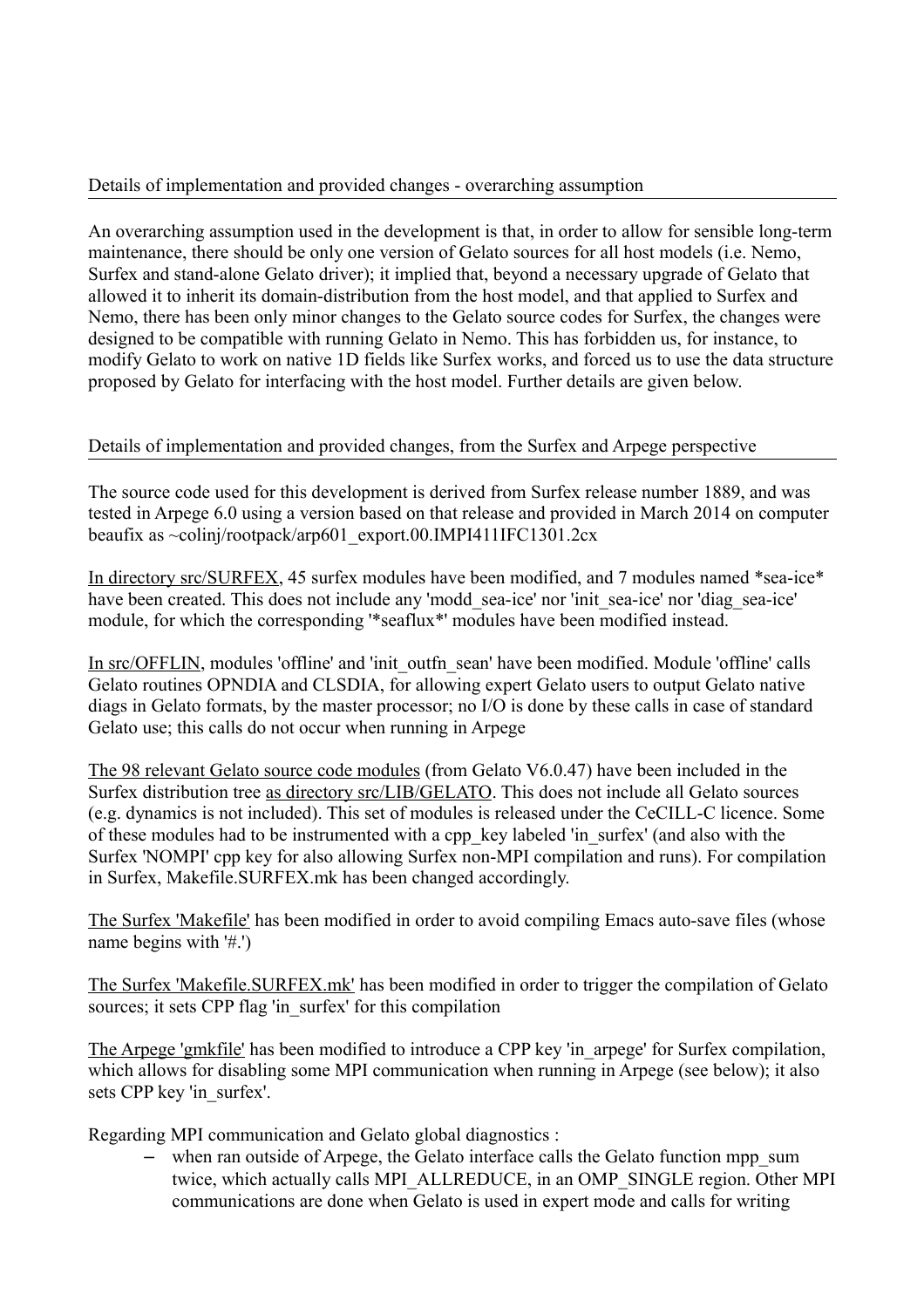## Details of implementation and provided changes - overarching assumption

An overarching assumption used in the development is that, in order to allow for sensible long-term maintenance, there should be only one version of Gelato sources for all host models (i.e. Nemo, Surfex and stand-alone Gelato driver); it implied that, beyond a necessary upgrade of Gelato that allowed it to inherit its domain-distribution from the host model, and that applied to Surfex and Nemo, there has been only minor changes to the Gelato source codes for Surfex, the changes were designed to be compatible with running Gelato in Nemo. This has forbidden us, for instance, to modify Gelato to work on native 1D fields like Surfex works, and forced us to use the data structure proposed by Gelato for interfacing with the host model. Further details are given below.

## Details of implementation and provided changes, from the Surfex and Arpege perspective

The source code used for this development is derived from Surfex release number 1889, and was tested in Arpege 6.0 using a version based on that release and provided in March 2014 on computer beaufix as ~colinj/rootpack/arp601_export.00.IMPI411IFC1301.2cx

In directory src/SURFEX, 45 surfex modules have been modified, and 7 modules named *sea-ice* have been created. This does not include any 'modd_sea-ice' nor 'init_sea-ice' nor 'diag_sea-ice' module, for which the corresponding '*seaflux*' modules have been modified instead.

In src/OFFLIN, modules 'offline' and 'init_outfn_sean' have been modified. Module 'offline' calls Gelato routines OPNDIA and CLSDIA, for allowing expert Gelato users to output Gelato native diags in Gelato formats, by the master processor; no I/O is done by these calls in case of standard Gelato use; this calls do not occur when running in Arpege

The 98 relevant Gelato source code modules (from Gelato V6.0.47) have been included in the Surfex distribution tree as directory src/LIB/GELATO. This does not include all Gelato sources (e.g. dynamics is not included). This set of modules is released under the CeCILL-C licence. Some of these modules had to be instrumented with a cpp_key labeled 'in_surfex' (and also with the Surfex 'NOMPI' cpp key for also allowing Surfex non-MPI compilation and runs). For compilation in Surfex, Makefile.SURFEX.mk has been changed accordingly.

The Surfex 'Makefile' has been modified in order to avoid compiling Emacs auto-save files (whose name begins with '#.')

The Surfex 'Makefile.SURFEX.mk' has been modified in order to trigger the compilation of Gelato sources; it sets CPP flag 'in_surfex' for this compilation

The Arpege 'gmkfile' has been modified to introduce a CPP key 'in_arpege' for Surfex compilation, which allows for disabling some MPI communication when running in Arpege (see below); it also sets CPP key 'in_surfex'.

Regarding MPI communication and Gelato global diagnostics :

- when ran outside of Arpege, the Gelato interface calls the Gelato function mpp_sum twice, which actually calls MPI_ALLREDUCE, in an OMP_SINGLE region. Other MPI communications are done when Gelato is used in expert mode and calls for writing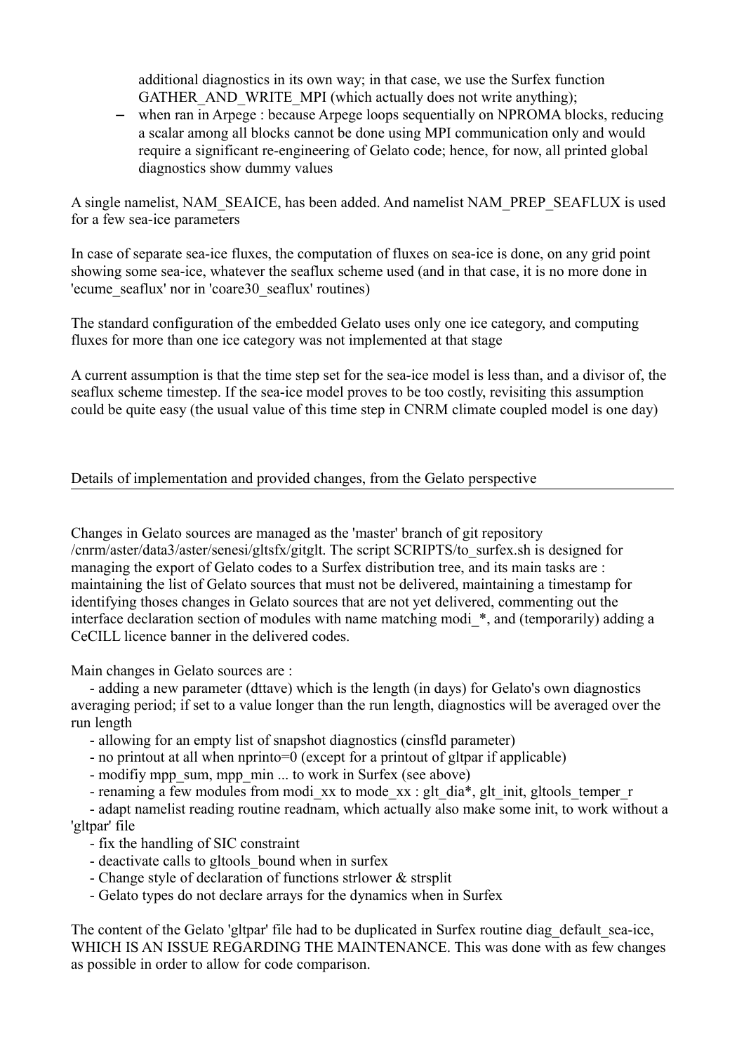additional diagnostics in its own way; in that case, we use the Surfex function GATHER_AND_WRITE_MPI (which actually does not write anything);

- when ran in Arpege : because Arpege loops sequentially on NPROMA blocks, reducing a scalar among all blocks cannot be done using MPI communication only and would require a significant re-engineering of Gelato code; hence, for now, all printed global diagnostics show dummy values

A single namelist, NAM_SEAICE, has been added. And namelist NAM_PREP_SEAFLUX is used for a few sea-ice parameters

In case of separate sea-ice fluxes, the computation of fluxes on sea-ice is done, on any grid point showing some sea-ice, whatever the seaflux scheme used (and in that case, it is no more done in 'ecume_seaflux' nor in 'coare30_seaflux' routines)

The standard configuration of the embedded Gelato uses only one ice category, and computing fluxes for more than one ice category was not implemented at that stage

A current assumption is that the time step set for the sea-ice model is less than, and a divisor of, the seaflux scheme timestep. If the sea-ice model proves to be too costly, revisiting this assumption could be quite easy (the usual value of this time step in CNRM climate coupled model is one day)

## Details of implementation and provided changes, from the Gelato perspective

Changes in Gelato sources are managed as the 'master' branch of git repository /cnrm/aster/data3/aster/senesi/gltsfx/gitglt. The script SCRIPTS/to_surfex.sh is designed for managing the export of Gelato codes to a Surfex distribution tree, and its main tasks are : maintaining the list of Gelato sources that must not be delivered, maintaining a timestamp for identifying thoses changes in Gelato sources that are not yet delivered, commenting out the interface declaration section of modules with name matching modi_*, and (temporarily) adding a CeCILL licence banner in the delivered codes.

Main changes in Gelato sources are :

- adding a new parameter (dttave) which is the length (in days) for Gelato's own diagnostics averaging period; if set to a value longer than the run length, diagnostics will be averaged over the run length
- allowing for an empty list of snapshot diagnostics (cinsfld parameter)
- no printout at all when nprinto=0 (except for a printout of gltpar if applicable)
- modifiy mpp_sum, mpp_min ... to work in Surfex (see above)
- renaming a few modules from modi_xx to mode_xx : glt_dia*, glt_init, gltools_temper_r
- adapt namelist reading routine readnam, which actually also make some init, to work without a 'gltpar' file
- fix the handling of SIC constraint
- deactivate calls to gltools_bound when in surfex
- Change style of declaration of functions strlower & strsplit
- Gelato types do not declare arrays for the dynamics when in Surfex

The content of the Gelato 'gltpar' file had to be duplicated in Surfex routine diag_default_sea-ice, WHICH IS AN ISSUE REGARDING THE MAINTENANCE. This was done with as few changes as possible in order to allow for code comparison.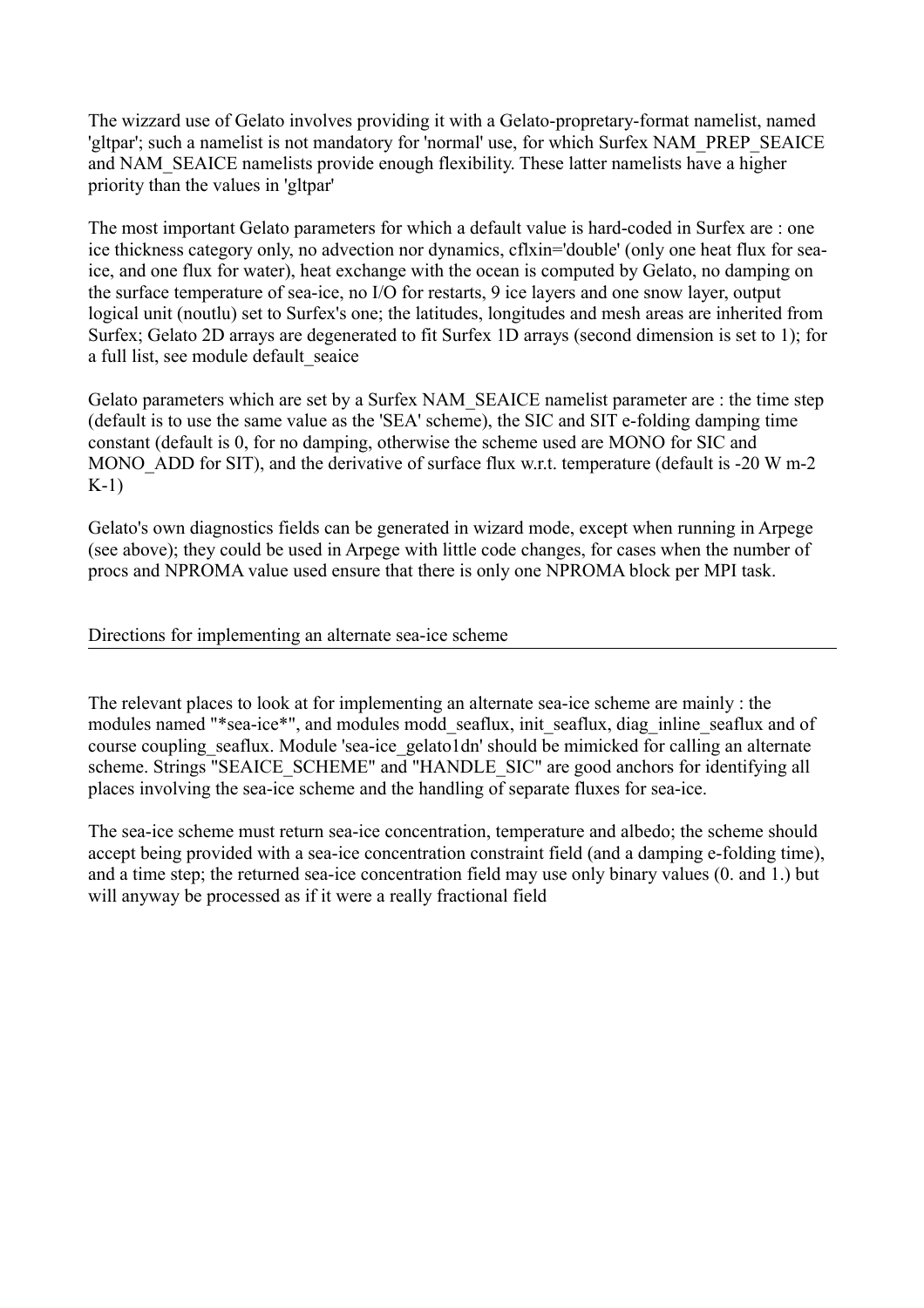The wizzard use of Gelato involves providing it with a Gelato-propretary-format namelist, named 'gltpar'; such a namelist is not mandatory for 'normal' use, for which Surfex NAM_PREP_SEAICE and NAM_SEAICE namelists provide enough flexibility. These latter namelists have a higher priority than the values in 'gltpar'

The most important Gelato parameters for which a default value is hard-coded in Surfex are : one ice thickness category only, no advection nor dynamics, cflxin='double' (only one heat flux for sea-ice, and one flux for water), heat exchange with the ocean is computed by Gelato, no damping on the surface temperature of sea-ice, no I/O for restarts, 9 ice layers and one snow layer, output logical unit (noutlu) set to Surfex's one; the latitudes, longitudes and mesh areas are inherited from Surfex; Gelato 2D arrays are degenerated to fit Surfex 1D arrays (second dimension is set to 1); for a full list, see module default_seaice

Gelato parameters which are set by a Surfex NAM_SEAICE namelist parameter are : the time step (default is to use the same value as the 'SEA' scheme), the SIC and SIT e-folding damping time constant (default is 0, for no damping, otherwise the scheme used are MONO for SIC and MONO_ADD for SIT), and the derivative of surface flux w.r.t. temperature (default is -20 W m-2 K-1)

Gelato's own diagnostics fields can be generated in wizard mode, except when running in Arpege (see above); they could be used in Arpege with little code changes, for cases when the number of procs and NPROMA value used ensure that there is only one NPROMA block per MPI task.

## Directions for implementing an alternate sea-ice scheme

The relevant places to look at for implementing an alternate sea-ice scheme are mainly : the modules named "*sea-ice*", and modules modd_seaflux, init_seaflux, diag_inline_seaflux and of course coupling_seaflux. Module 'sea-ice_gelato1dn' should be mimicked for calling an alternate scheme. Strings "SEAICE_SCHEME" and "HANDLE_SIC" are good anchors for identifying all places involving the sea-ice scheme and the handling of separate fluxes for sea-ice.

The sea-ice scheme must return sea-ice concentration, temperature and albedo; the scheme should accept being provided with a sea-ice concentration constraint field (and a damping e-folding time), and a time step; the returned sea-ice concentration field may use only binary values (0. and 1.) but will anyway be processed as if it were a really fractional field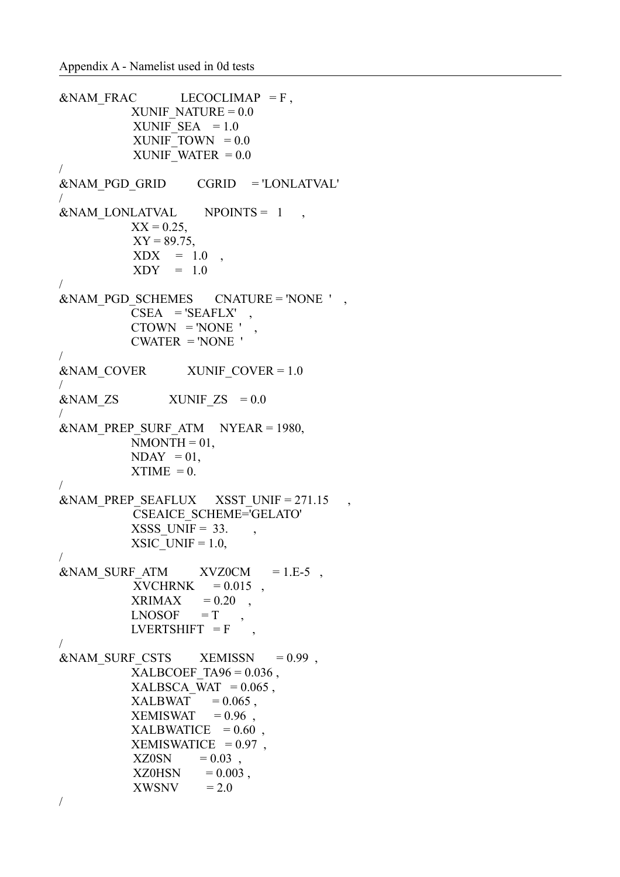Appendix A - Namelist used in 0d tests

```
&NAM_FRAC          LECOCLIMAP   = F ,
                 XUNIF_NATURE = 0.0
                 XUNIF_SEA    = 1.0
                 XUNIF_TOWN   = 0.0
                 XUNIF_WATER  = 0.0
/
&NAM_PGD_GRID       CGRID     = 'LONLATVAL'
/
&NAM_LONLATVAL      NPOINTS =   1     ,
                 XX = 0.25,
                 XY = 89.75,
                 XDX    =   1.0   ,
                 XDY    =   1.0
/
&NAM_PGD_SCHEMES    CNATURE = 'NONE  '   ,
                 CSEA   = 'SEAFLX'   ,
                 CTOWN  = 'NONE  '   ,
                 CWATER = 'NONE  '
/
&NAM_COVER          XUNIF_COVER = 1.0
/
&NAM_ZS             XUNIF_ZS   = 0.0
/
&NAM_PREP_SURF_ATM    NYEAR = 1980,
                 NMONTH = 01,
                 NDAY   = 01,
                 XTIME  = 0.
/
&NAM_PREP_SEAFLUX    XSST_UNIF = 271.15     ,
                 CSEAICE_SCHEME='GELATO'
                 XSSS_UNIF =  33.       ,
                 XSIC_UNIF = 1.0,
/
&NAM_SURF_ATM       XVZ0CM      = 1.E-5   ,
                 XVCHRNK     = 0.015   ,
                 XRIMAX      = 0.20    ,
                 LNOSOF      = T       ,
                 LVERTSHIFT  = F       ,
/
&NAM_SURF_CSTS      XEMISSN      = 0.99  ,
                 XALBCOEF_TA96 = 0.036 ,
                 XALBSCA_WAT  = 0.065 ,
                 XALBWAT      = 0.065 ,
                 XEMISWAT     = 0.96  ,
                 XALBWATICE   = 0.60  ,
                 XEMISWATICE  = 0.97  ,
                 XZ0SN        = 0.03  ,
                 XZ0HSN       = 0.003 ,
                 XWSNV        = 2.0
/
```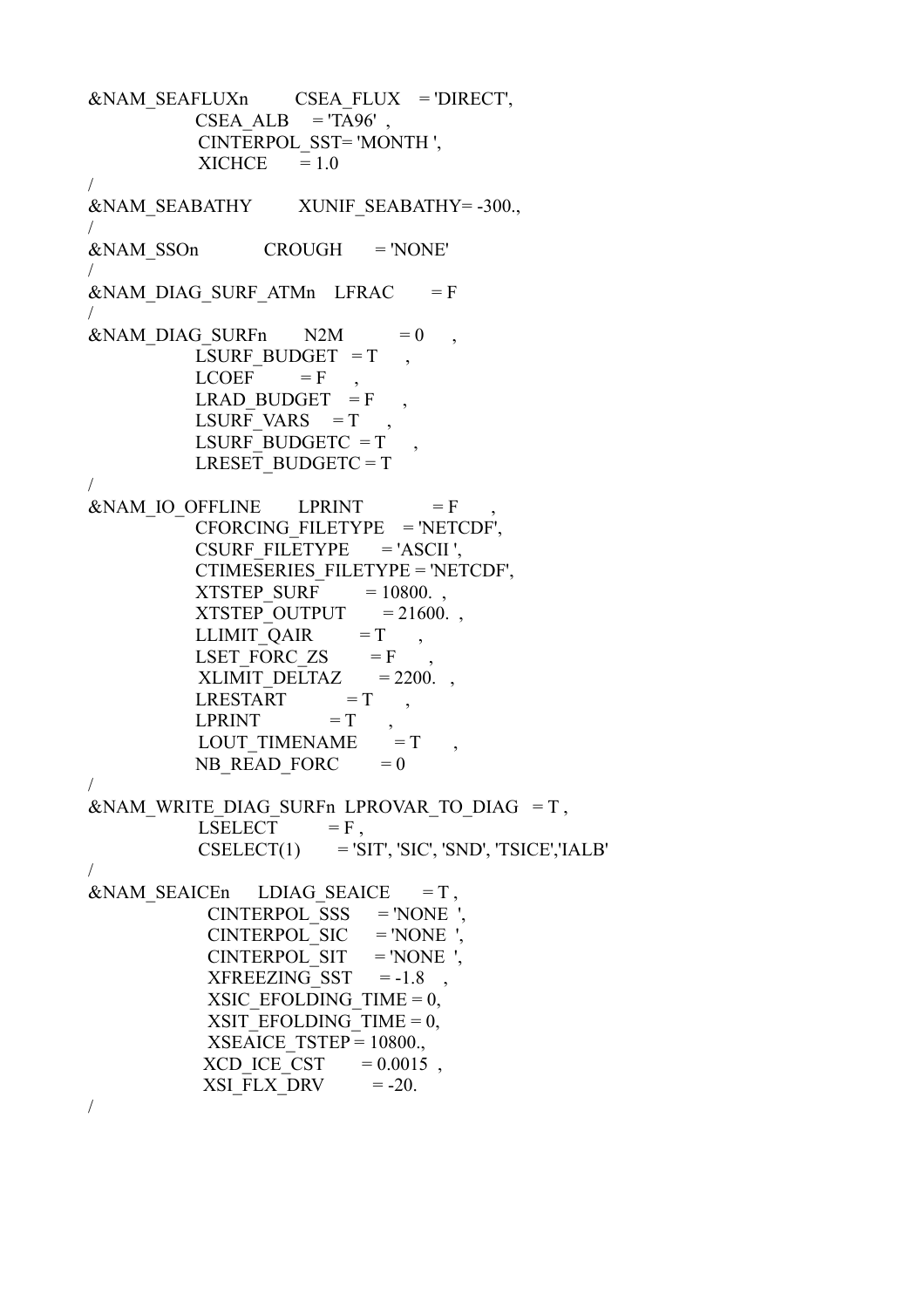```
&NAM_SEAFLUXn         CSEA_FLUX    = 'DIRECT',
                 CSEA_ALB     = 'TA96'  ,
                 CINTERPOL_SST= 'MONTH ',
                 XICHCE       = 1.0
/
&NAM_SEABATHY         XUNIF_SEABATHY= -300.,
/
&NAM_SSOn            CROUGH       = 'NONE'
/
&NAM_DIAG_SURF_ATMn    LFRAC        = F
/
&NAM_DIAG_SURFn       N2M           = 0      ,
                LSURF_BUDGET   = T      ,
                LCOEF          = F      ,
                LRAD_BUDGET    = F      ,
                LSURF_VARS     = T      ,
                LSURF_BUDGETC  = T      ,
                LRESET_BUDGETC = T
/
&NAM_IO_OFFLINE       LPRINT              = F       ,
                CFORCING_FILETYPE    = 'NETCDF',
                CSURF_FILETYPE       = 'ASCII ',
                CTIMESERIES_FILETYPE = 'NETCDF',
                XTSTEP_SURF          = 10800.  ,
                XTSTEP_OUTPUT        = 21600.  ,
                LLIMIT_QAIR          = T       ,
                LSET_FORC_ZS         = F       ,
                XLIMIT_DELTAZ        = 2200.   ,
                LRESTART             = T       ,
                LPRINT               = T       ,
                LOUT_TIMENAME        = T       ,
                NB_READ_FORC         = 0
/
&NAM_WRITE_DIAG_SURFn  LPROVAR_TO_DIAG   = T ,
                LSELECT          = F ,
                CSELECT(1)       = 'SIT', 'SIC', 'SND', 'TSICE','IALB'
/
&NAM_SEAICEn      LDIAG_SEAICE       = T ,
                  CINTERPOL_SSS      = 'NONE  ',
                  CINTERPOL_SIC      = 'NONE  ',
                  CINTERPOL_SIT      = 'NONE  ',
                  XFREEZING_SST      = -1.8    ,
                  XSIC_EFOLDING_TIME = 0,
                  XSIT_EFOLDING_TIME = 0,
                  XSEAICE_TSTEP = 10800.,
                 XCD_ICE_CST        = 0.0015  ,
                 XSI_FLX_DRV         = -20.
/
```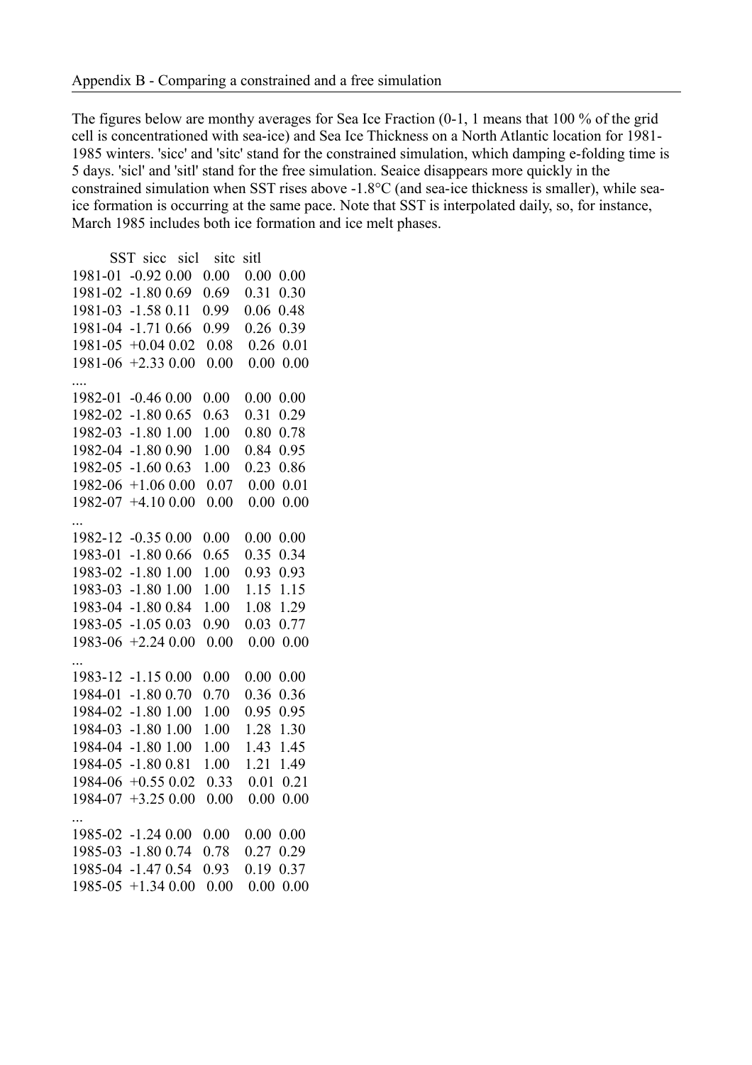Appendix B - Comparing a constrained and a free simulation

The figures below are monthy averages for Sea Ice Fraction (0-1, 1 means that 100 % of the grid cell is concentrationed with sea-ice) and Sea Ice Thickness on a North Atlantic location for 1981-1985 winters. 'sicc' and 'sitc' stand for the constrained simulation, which damping e-folding time is 5 days. 'sicl' and 'sitl' stand for the free simulation. Seaice disappears more quickly in the constrained simulation when SST rises above -1.8°C (and sea-ice thickness is smaller), while sea-ice formation is occurring at the same pace. Note that SST is interpolated daily, so, for instance, March 1985 includes both ice formation and ice melt phases.

| | SST | sicc | sicl | sitc | sitl |
|---|---|---|---|---|---|
| 1981-01 | -0.92 | 0.00 | 0.00 | 0.00 | 0.00 |
| 1981-02 | -1.80 | 0.69 | 0.69 | 0.31 | 0.30 |
| 1981-03 | -1.58 | 0.11 | 0.99 | 0.06 | 0.48 |
| 1981-04 | -1.71 | 0.66 | 0.99 | 0.26 | 0.39 |
| 1981-05 | +0.04 | 0.02 | 0.08 | 0.26 | 0.01 |
| 1981-06 | +2.33 | 0.00 | 0.00 | 0.00 | 0.00 |
| .... | | | | | |
| 1982-01 | -0.46 | 0.00 | 0.00 | 0.00 | 0.00 |
| 1982-02 | -1.80 | 0.65 | 0.63 | 0.31 | 0.29 |
| 1982-03 | -1.80 | 1.00 | 1.00 | 0.80 | 0.78 |
| 1982-04 | -1.80 | 0.90 | 1.00 | 0.84 | 0.95 |
| 1982-05 | -1.60 | 0.63 | 1.00 | 0.23 | 0.86 |
| 1982-06 | +1.06 | 0.00 | 0.07 | 0.00 | 0.01 |
| 1982-07 | +4.10 | 0.00 | 0.00 | 0.00 | 0.00 |
| ... | | | | | |
| 1982-12 | -0.35 | 0.00 | 0.00 | 0.00 | 0.00 |
| 1983-01 | -1.80 | 0.66 | 0.65 | 0.35 | 0.34 |
| 1983-02 | -1.80 | 1.00 | 1.00 | 0.93 | 0.93 |
| 1983-03 | -1.80 | 1.00 | 1.00 | 1.15 | 1.15 |
| 1983-04 | -1.80 | 0.84 | 1.00 | 1.08 | 1.29 |
| 1983-05 | -1.05 | 0.03 | 0.90 | 0.03 | 0.77 |
| 1983-06 | +2.24 | 0.00 | 0.00 | 0.00 | 0.00 |
| ... | | | | | |
| 1983-12 | -1.15 | 0.00 | 0.00 | 0.00 | 0.00 |
| 1984-01 | -1.80 | 0.70 | 0.70 | 0.36 | 0.36 |
| 1984-02 | -1.80 | 1.00 | 1.00 | 0.95 | 0.95 |
| 1984-03 | -1.80 | 1.00 | 1.00 | 1.28 | 1.30 |
| 1984-04 | -1.80 | 1.00 | 1.00 | 1.43 | 1.45 |
| 1984-05 | -1.80 | 0.81 | 1.00 | 1.21 | 1.49 |
| 1984-06 | +0.55 | 0.02 | 0.33 | 0.01 | 0.21 |
| 1984-07 | +3.25 | 0.00 | 0.00 | 0.00 | 0.00 |
| ... | | | | | |
| 1985-02 | -1.24 | 0.00 | 0.00 | 0.00 | 0.00 |
| 1985-03 | -1.80 | 0.74 | 0.78 | 0.27 | 0.29 |
| 1985-04 | -1.47 | 0.54 | 0.93 | 0.19 | 0.37 |
| 1985-05 | +1.34 | 0.00 | 0.00 | 0.00 | 0.00 |